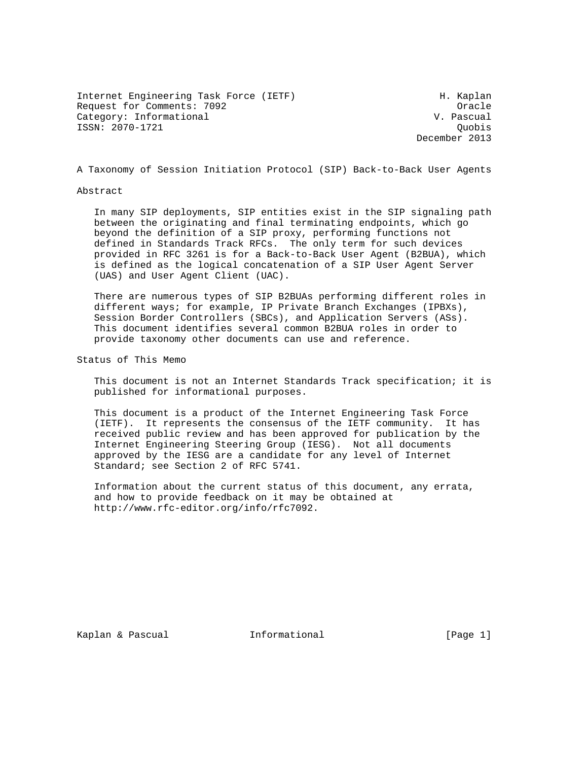Internet Engineering Task Force (IETF) H. Kaplan
Request for Comments: 7092 Oracle
Category: Informational V. Pascual
ISSN: 2070-1721 Quobis
December 2013

# A Taxonomy of Session Initiation Protocol (SIP) Back-to-Back User Agents

## Abstract

In many SIP deployments, SIP entities exist in the SIP signaling path between the originating and final terminating endpoints, which go beyond the definition of a SIP proxy, performing functions not defined in Standards Track RFCs. The only term for such devices provided in RFC 3261 is for a Back-to-Back User Agent (B2BUA), which is defined as the logical concatenation of a SIP User Agent Server (UAS) and User Agent Client (UAC).

There are numerous types of SIP B2BUAs performing different roles in different ways; for example, IP Private Branch Exchanges (IPBXs), Session Border Controllers (SBCs), and Application Servers (ASs). This document identifies several common B2BUA roles in order to provide taxonomy other documents can use and reference.

## Status of This Memo

This document is not an Internet Standards Track specification; it is published for informational purposes.

This document is a product of the Internet Engineering Task Force (IETF). It represents the consensus of the IETF community. It has received public review and has been approved for publication by the Internet Engineering Steering Group (IESG). Not all documents approved by the IESG are a candidate for any level of Internet Standard; see Section 2 of RFC 5741.

Information about the current status of this document, any errata, and how to provide feedback on it may be obtained at http://www.rfc-editor.org/info/rfc7092.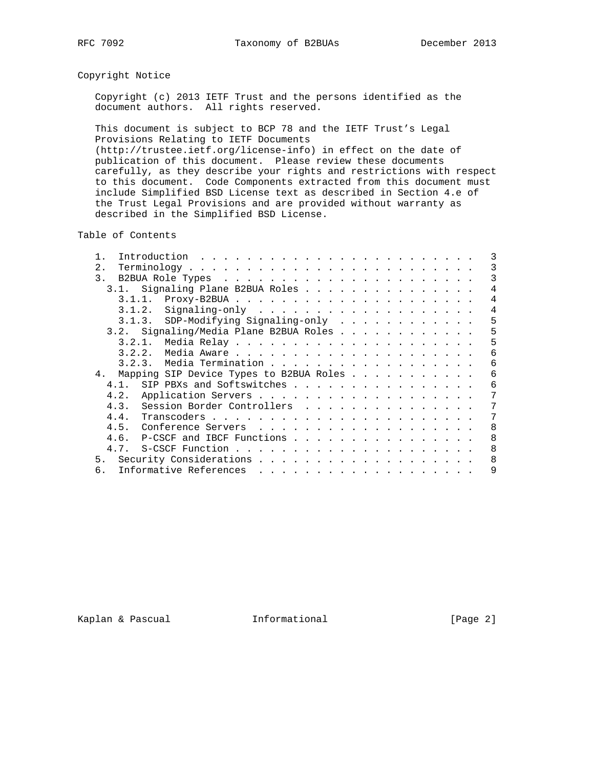## Copyright Notice

Copyright (c) 2013 IETF Trust and the persons identified as the document authors. All rights reserved.

This document is subject to BCP 78 and the IETF Trust's Legal Provisions Relating to IETF Documents (http://trustee.ietf.org/license-info) in effect on the date of publication of this document. Please review these documents carefully, as they describe your rights and restrictions with respect to this document. Code Components extracted from this document must include Simplified BSD License text as described in Section 4.e of the Trust Legal Provisions and are provided without warranty as described in the Simplified BSD License.

## Table of Contents

```
   1.  Introduction . . . . . . . . . . . . . . . . . . . . . . . .   3
   2.  Terminology . . . . . . . . . . . . . . . . . . . . . . . . .   3
   3.  B2BUA Role Types  . . . . . . . . . . . . . . . . . . . . . .   3
     3.1.  Signaling Plane B2BUA Roles . . . . . . . . . . . . . . .   4
       3.1.1.  Proxy-B2BUA . . . . . . . . . . . . . . . . . . . . .   4
       3.1.2.  Signaling-only  . . . . . . . . . . . . . . . . . . .   4
       3.1.3.  SDP-Modifying Signaling-only  . . . . . . . . . . . .   5
     3.2.  Signaling/Media Plane B2BUA Roles . . . . . . . . . . . .   5
       3.2.1.  Media Relay . . . . . . . . . . . . . . . . . . . . .   5
       3.2.2.  Media Aware . . . . . . . . . . . . . . . . . . . . .   6
       3.2.3.  Media Termination . . . . . . . . . . . . . . . . . .   6
   4.  Mapping SIP Device Types to B2BUA Roles . . . . . . . . . . .   6
     4.1.  SIP PBXs and Softswitches . . . . . . . . . . . . . . . .   6
     4.2.  Application Servers . . . . . . . . . . . . . . . . . . .   7
     4.3.  Session Border Controllers  . . . . . . . . . . . . . . .   7
     4.4.  Transcoders . . . . . . . . . . . . . . . . . . . . . . .   7
     4.5.  Conference Servers  . . . . . . . . . . . . . . . . . . .   8
     4.6.  P-CSCF and IBCF Functions . . . . . . . . . . . . . . . .   8
     4.7.  S-CSCF Function . . . . . . . . . . . . . . . . . . . . .   8
   5.  Security Considerations . . . . . . . . . . . . . . . . . . .   8
   6.  Informative References  . . . . . . . . . . . . . . . . . . .   9
```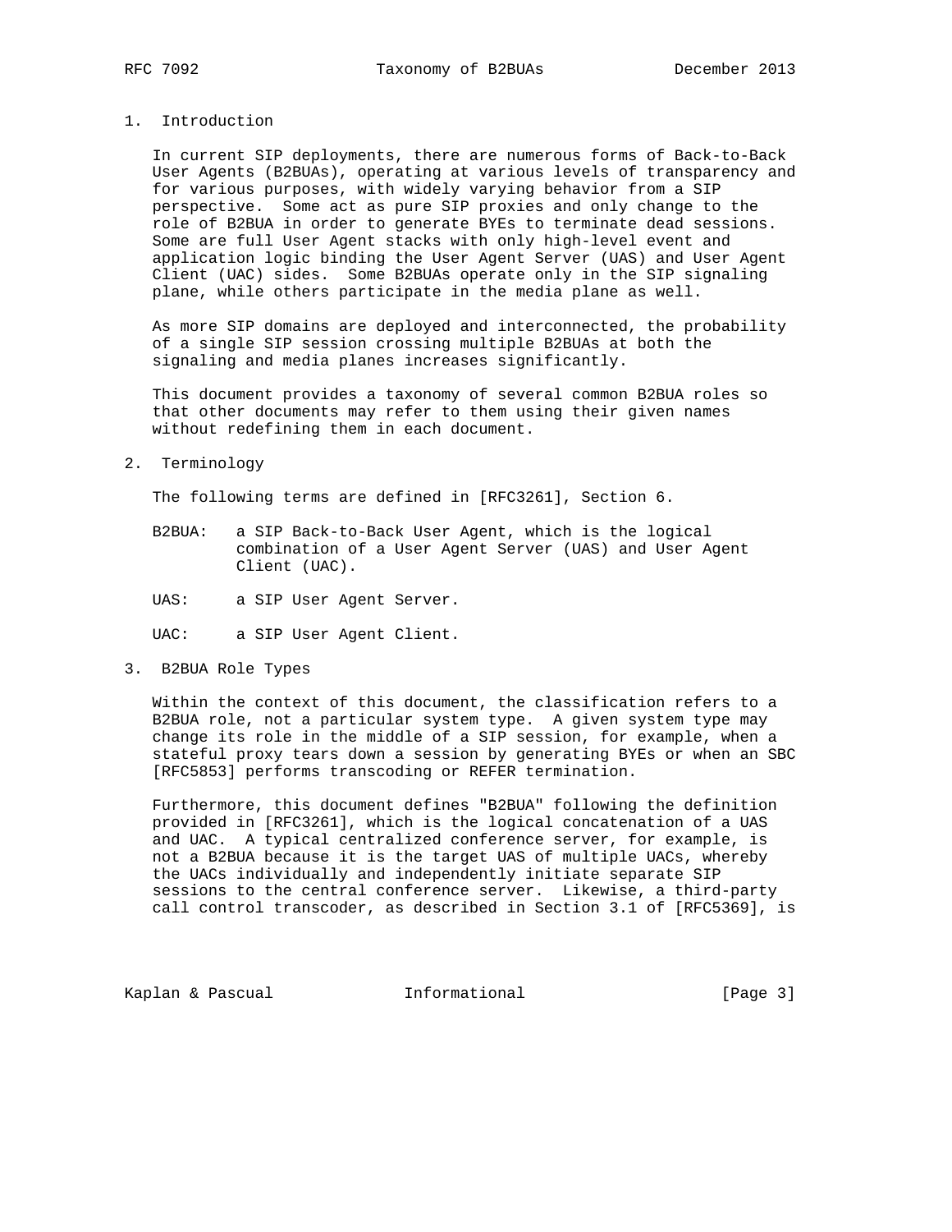## 1. Introduction

In current SIP deployments, there are numerous forms of Back-to-Back User Agents (B2BUAs), operating at various levels of transparency and for various purposes, with widely varying behavior from a SIP perspective. Some act as pure SIP proxies and only change to the role of B2BUA in order to generate BYEs to terminate dead sessions. Some are full User Agent stacks with only high-level event and application logic binding the User Agent Server (UAS) and User Agent Client (UAC) sides. Some B2BUAs operate only in the SIP signaling plane, while others participate in the media plane as well.

As more SIP domains are deployed and interconnected, the probability of a single SIP session crossing multiple B2BUAs at both the signaling and media planes increases significantly.

This document provides a taxonomy of several common B2BUA roles so that other documents may refer to them using their given names without redefining them in each document.

## 2. Terminology

The following terms are defined in [RFC3261], Section 6.

- B2BUA: a SIP Back-to-Back User Agent, which is the logical combination of a User Agent Server (UAS) and User Agent Client (UAC).
- UAS: a SIP User Agent Server.
- UAC: a SIP User Agent Client.

## 3. B2BUA Role Types

Within the context of this document, the classification refers to a B2BUA role, not a particular system type. A given system type may change its role in the middle of a SIP session, for example, when a stateful proxy tears down a session by generating BYEs or when an SBC [RFC5853] performs transcoding or REFER termination.

Furthermore, this document defines "B2BUA" following the definition provided in [RFC3261], which is the logical concatenation of a UAS and UAC. A typical centralized conference server, for example, is not a B2BUA because it is the target UAS of multiple UACs, whereby the UACs individually and independently initiate separate SIP sessions to the central conference server. Likewise, a third-party call control transcoder, as described in Section 3.1 of [RFC5369], is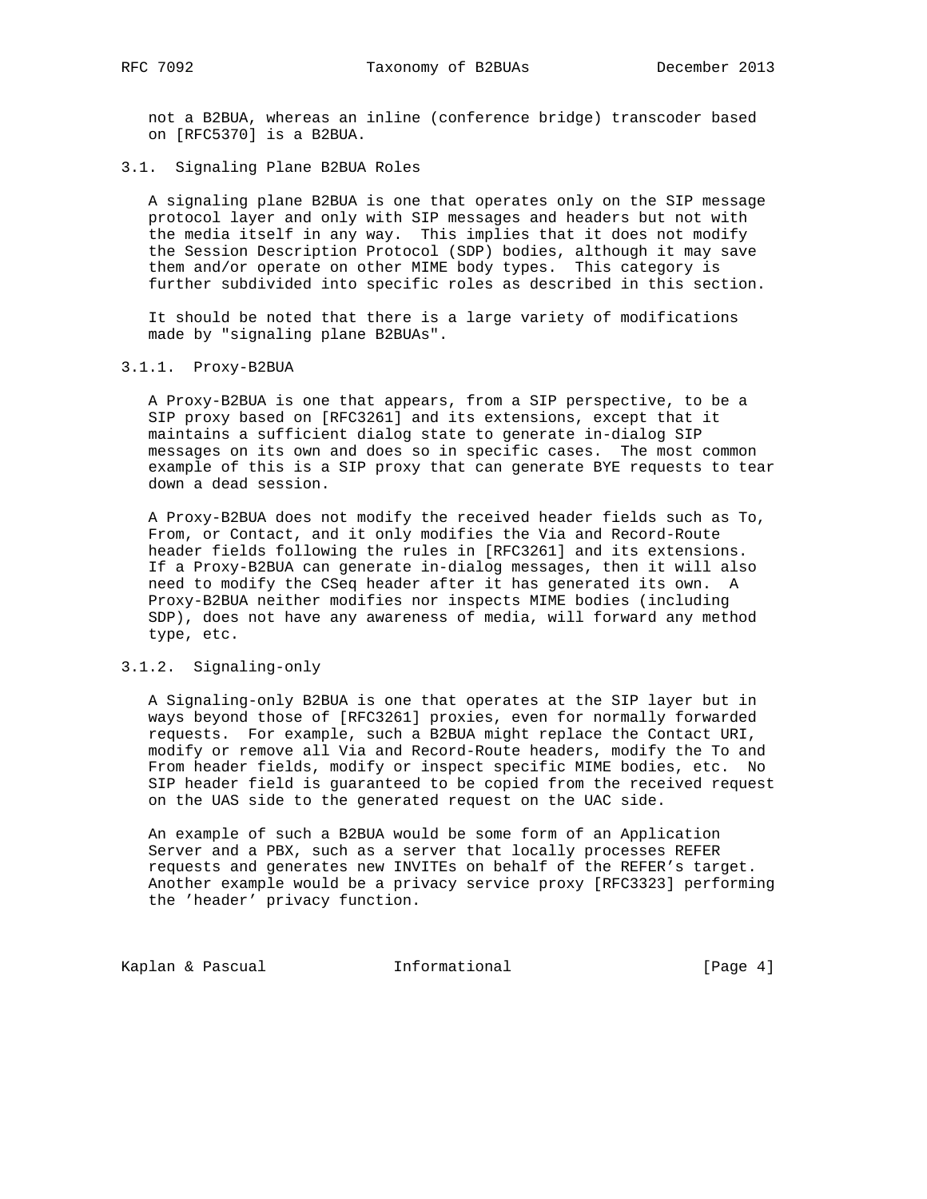not a B2BUA, whereas an inline (conference bridge) transcoder based on [RFC5370] is a B2BUA.

### 3.1. Signaling Plane B2BUA Roles

A signaling plane B2BUA is one that operates only on the SIP message protocol layer and only with SIP messages and headers but not with the media itself in any way. This implies that it does not modify the Session Description Protocol (SDP) bodies, although it may save them and/or operate on other MIME body types. This category is further subdivided into specific roles as described in this section.

It should be noted that there is a large variety of modifications made by "signaling plane B2BUAs".

#### 3.1.1. Proxy-B2BUA

A Proxy-B2BUA is one that appears, from a SIP perspective, to be a SIP proxy based on [RFC3261] and its extensions, except that it maintains a sufficient dialog state to generate in-dialog SIP messages on its own and does so in specific cases. The most common example of this is a SIP proxy that can generate BYE requests to tear down a dead session.

A Proxy-B2BUA does not modify the received header fields such as To, From, or Contact, and it only modifies the Via and Record-Route header fields following the rules in [RFC3261] and its extensions. If a Proxy-B2BUA can generate in-dialog messages, then it will also need to modify the CSeq header after it has generated its own. A Proxy-B2BUA neither modifies nor inspects MIME bodies (including SDP), does not have any awareness of media, will forward any method type, etc.

#### 3.1.2. Signaling-only

A Signaling-only B2BUA is one that operates at the SIP layer but in ways beyond those of [RFC3261] proxies, even for normally forwarded requests. For example, such a B2BUA might replace the Contact URI, modify or remove all Via and Record-Route headers, modify the To and From header fields, modify or inspect specific MIME bodies, etc. No SIP header field is guaranteed to be copied from the received request on the UAS side to the generated request on the UAC side.

An example of such a B2BUA would be some form of an Application Server and a PBX, such as a server that locally processes REFER requests and generates new INVITEs on behalf of the REFER's target. Another example would be a privacy service proxy [RFC3323] performing the 'header' privacy function.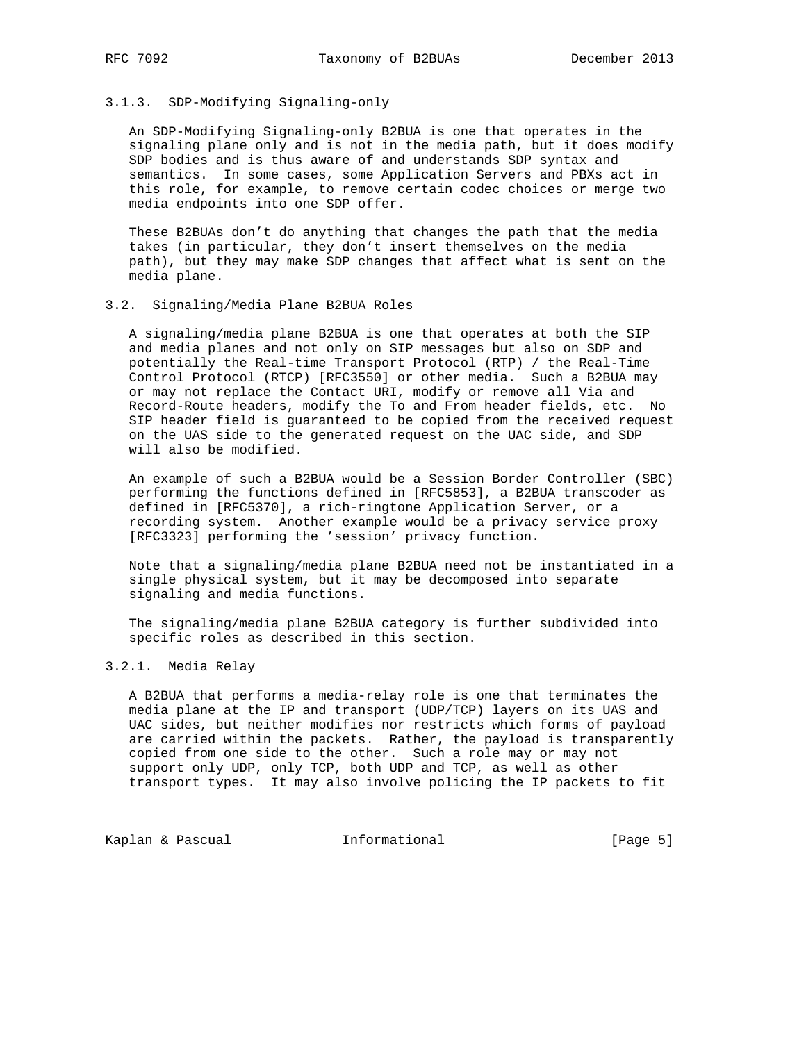### 3.1.3. SDP-Modifying Signaling-only

An SDP-Modifying Signaling-only B2BUA is one that operates in the signaling plane only and is not in the media path, but it does modify SDP bodies and is thus aware of and understands SDP syntax and semantics. In some cases, some Application Servers and PBXs act in this role, for example, to remove certain codec choices or merge two media endpoints into one SDP offer.

These B2BUAs don't do anything that changes the path that the media takes (in particular, they don't insert themselves on the media path), but they may make SDP changes that affect what is sent on the media plane.

## 3.2. Signaling/Media Plane B2BUA Roles

A signaling/media plane B2BUA is one that operates at both the SIP and media planes and not only on SIP messages but also on SDP and potentially the Real-time Transport Protocol (RTP) / the Real-Time Control Protocol (RTCP) [RFC3550] or other media. Such a B2BUA may or may not replace the Contact URI, modify or remove all Via and Record-Route headers, modify the To and From header fields, etc. No SIP header field is guaranteed to be copied from the received request on the UAS side to the generated request on the UAC side, and SDP will also be modified.

An example of such a B2BUA would be a Session Border Controller (SBC) performing the functions defined in [RFC5853], a B2BUA transcoder as defined in [RFC5370], a rich-ringtone Application Server, or a recording system. Another example would be a privacy service proxy [RFC3323] performing the 'session' privacy function.

Note that a signaling/media plane B2BUA need not be instantiated in a single physical system, but it may be decomposed into separate signaling and media functions.

The signaling/media plane B2BUA category is further subdivided into specific roles as described in this section.

### 3.2.1. Media Relay

A B2BUA that performs a media-relay role is one that terminates the media plane at the IP and transport (UDP/TCP) layers on its UAS and UAC sides, but neither modifies nor restricts which forms of payload are carried within the packets. Rather, the payload is transparently copied from one side to the other. Such a role may or may not support only UDP, only TCP, both UDP and TCP, as well as other transport types. It may also involve policing the IP packets to fit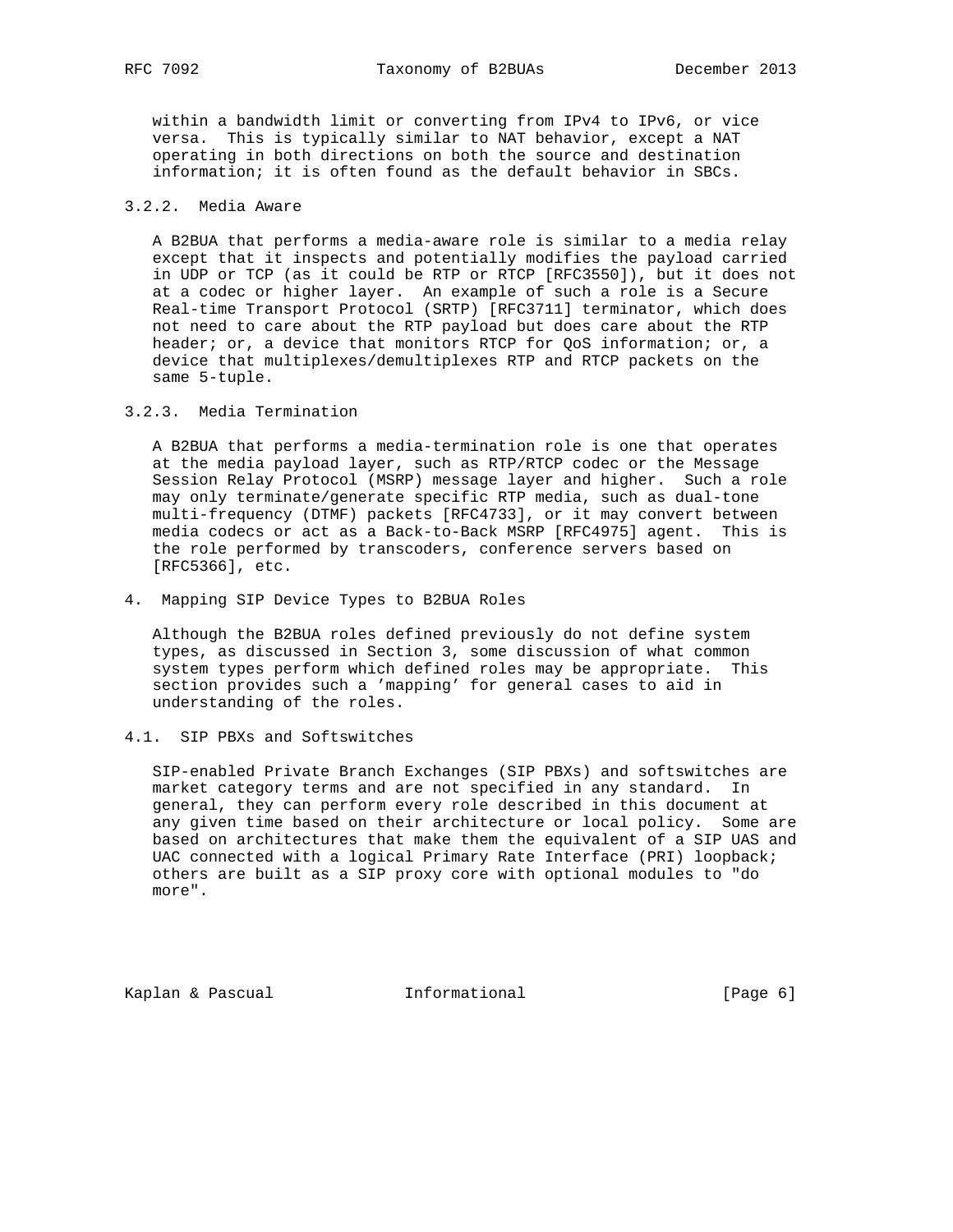within a bandwidth limit or converting from IPv4 to IPv6, or vice versa. This is typically similar to NAT behavior, except a NAT operating in both directions on both the source and destination information; it is often found as the default behavior in SBCs.

### 3.2.2. Media Aware

A B2BUA that performs a media-aware role is similar to a media relay except that it inspects and potentially modifies the payload carried in UDP or TCP (as it could be RTP or RTCP [RFC3550]), but it does not at a codec or higher layer. An example of such a role is a Secure Real-time Transport Protocol (SRTP) [RFC3711] terminator, which does not need to care about the RTP payload but does care about the RTP header; or, a device that monitors RTCP for QoS information; or, a device that multiplexes/demultiplexes RTP and RTCP packets on the same 5-tuple.

### 3.2.3. Media Termination

A B2BUA that performs a media-termination role is one that operates at the media payload layer, such as RTP/RTCP codec or the Message Session Relay Protocol (MSRP) message layer and higher. Such a role may only terminate/generate specific RTP media, such as dual-tone multi-frequency (DTMF) packets [RFC4733], or it may convert between media codecs or act as a Back-to-Back MSRP [RFC4975] agent. This is the role performed by transcoders, conference servers based on [RFC5366], etc.

## 4. Mapping SIP Device Types to B2BUA Roles

Although the B2BUA roles defined previously do not define system types, as discussed in Section 3, some discussion of what common system types perform which defined roles may be appropriate. This section provides such a 'mapping' for general cases to aid in understanding of the roles.

### 4.1. SIP PBXs and Softswitches

SIP-enabled Private Branch Exchanges (SIP PBXs) and softswitches are market category terms and are not specified in any standard. In general, they can perform every role described in this document at any given time based on their architecture or local policy. Some are based on architectures that make them the equivalent of a SIP UAS and UAC connected with a logical Primary Rate Interface (PRI) loopback; others are built as a SIP proxy core with optional modules to "do more".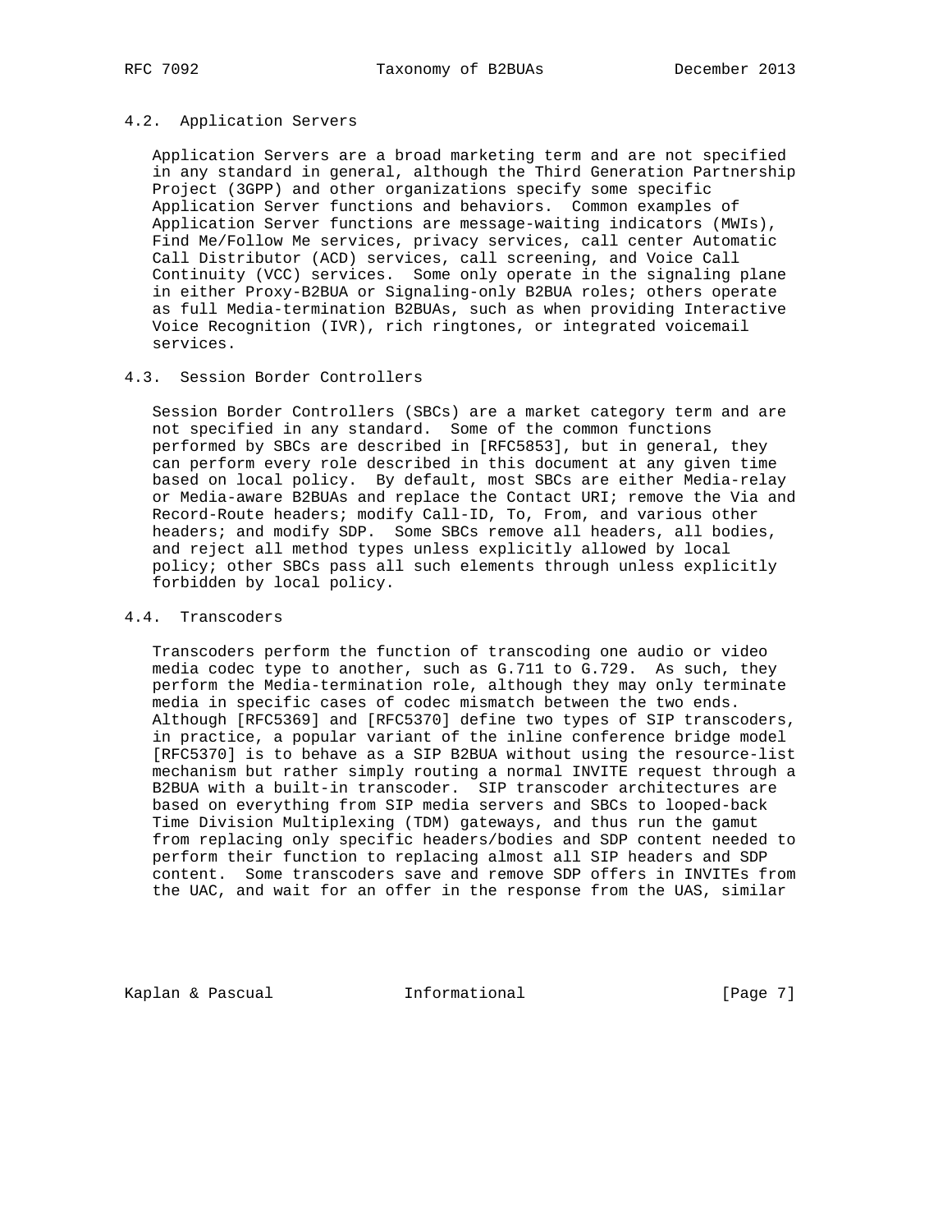### 4.2. Application Servers

Application Servers are a broad marketing term and are not specified in any standard in general, although the Third Generation Partnership Project (3GPP) and other organizations specify some specific Application Server functions and behaviors. Common examples of Application Server functions are message-waiting indicators (MWIs), Find Me/Follow Me services, privacy services, call center Automatic Call Distributor (ACD) services, call screening, and Voice Call Continuity (VCC) services. Some only operate in the signaling plane in either Proxy-B2BUA or Signaling-only B2BUA roles; others operate as full Media-termination B2BUAs, such as when providing Interactive Voice Recognition (IVR), rich ringtones, or integrated voicemail services.

### 4.3. Session Border Controllers

Session Border Controllers (SBCs) are a market category term and are not specified in any standard. Some of the common functions performed by SBCs are described in [RFC5853], but in general, they can perform every role described in this document at any given time based on local policy. By default, most SBCs are either Media-relay or Media-aware B2BUAs and replace the Contact URI; remove the Via and Record-Route headers; modify Call-ID, To, From, and various other headers; and modify SDP. Some SBCs remove all headers, all bodies, and reject all method types unless explicitly allowed by local policy; other SBCs pass all such elements through unless explicitly forbidden by local policy.

### 4.4. Transcoders

Transcoders perform the function of transcoding one audio or video media codec type to another, such as G.711 to G.729. As such, they perform the Media-termination role, although they may only terminate media in specific cases of codec mismatch between the two ends. Although [RFC5369] and [RFC5370] define two types of SIP transcoders, in practice, a popular variant of the inline conference bridge model [RFC5370] is to behave as a SIP B2BUA without using the resource-list mechanism but rather simply routing a normal INVITE request through a B2BUA with a built-in transcoder. SIP transcoder architectures are based on everything from SIP media servers and SBCs to looped-back Time Division Multiplexing (TDM) gateways, and thus run the gamut from replacing only specific headers/bodies and SDP content needed to perform their function to replacing almost all SIP headers and SDP content. Some transcoders save and remove SDP offers in INVITEs from the UAC, and wait for an offer in the response from the UAS, similar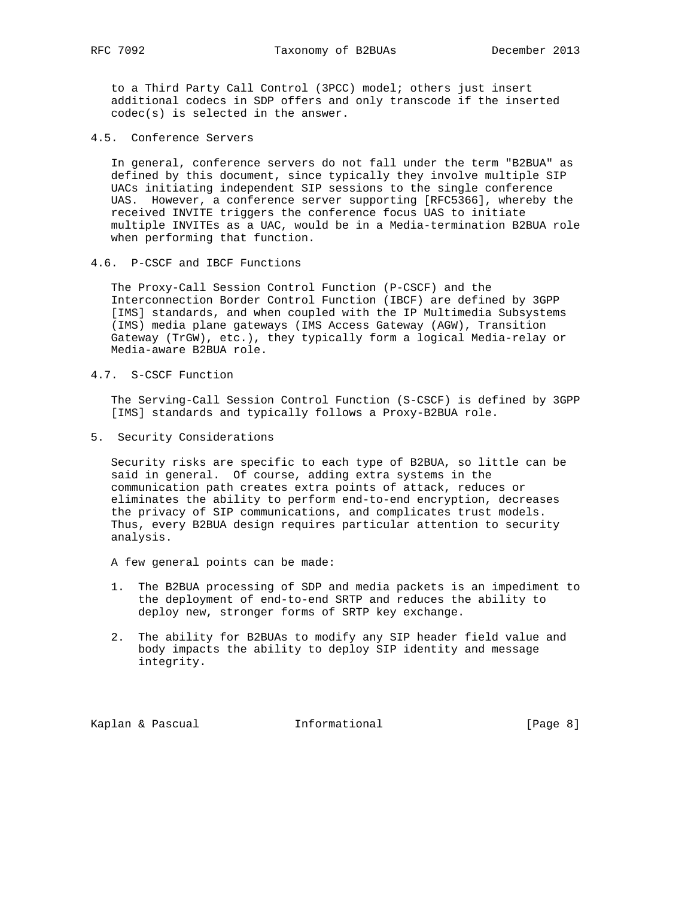to a Third Party Call Control (3PCC) model; others just insert additional codecs in SDP offers and only transcode if the inserted codec(s) is selected in the answer.

### 4.5. Conference Servers

In general, conference servers do not fall under the term "B2BUA" as defined by this document, since typically they involve multiple SIP UACs initiating independent SIP sessions to the single conference UAS. However, a conference server supporting [RFC5366], whereby the received INVITE triggers the conference focus UAS to initiate multiple INVITEs as a UAC, would be in a Media-termination B2BUA role when performing that function.

### 4.6. P-CSCF and IBCF Functions

The Proxy-Call Session Control Function (P-CSCF) and the Interconnection Border Control Function (IBCF) are defined by 3GPP [IMS] standards, and when coupled with the IP Multimedia Subsystems (IMS) media plane gateways (IMS Access Gateway (AGW), Transition Gateway (TrGW), etc.), they typically form a logical Media-relay or Media-aware B2BUA role.

### 4.7. S-CSCF Function

The Serving-Call Session Control Function (S-CSCF) is defined by 3GPP [IMS] standards and typically follows a Proxy-B2BUA role.

## 5. Security Considerations

Security risks are specific to each type of B2BUA, so little can be said in general. Of course, adding extra systems in the communication path creates extra points of attack, reduces or eliminates the ability to perform end-to-end encryption, decreases the privacy of SIP communications, and complicates trust models. Thus, every B2BUA design requires particular attention to security analysis.

A few general points can be made:

1. The B2BUA processing of SDP and media packets is an impediment to the deployment of end-to-end SRTP and reduces the ability to deploy new, stronger forms of SRTP key exchange.

2. The ability for B2BUAs to modify any SIP header field value and body impacts the ability to deploy SIP identity and message integrity.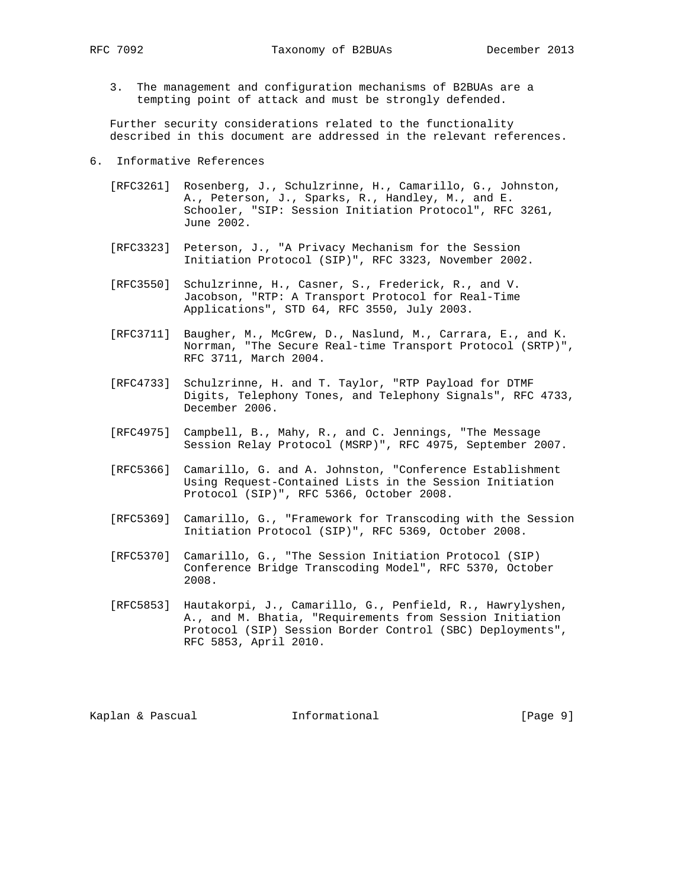3. The management and configuration mechanisms of B2BUAs are a tempting point of attack and must be strongly defended.

Further security considerations related to the functionality described in this document are addressed in the relevant references.

## 6. Informative References

[RFC3261] Rosenberg, J., Schulzrinne, H., Camarillo, G., Johnston, A., Peterson, J., Sparks, R., Handley, M., and E. Schooler, "SIP: Session Initiation Protocol", RFC 3261, June 2002.

[RFC3323] Peterson, J., "A Privacy Mechanism for the Session Initiation Protocol (SIP)", RFC 3323, November 2002.

[RFC3550] Schulzrinne, H., Casner, S., Frederick, R., and V. Jacobson, "RTP: A Transport Protocol for Real-Time Applications", STD 64, RFC 3550, July 2003.

[RFC3711] Baugher, M., McGrew, D., Naslund, M., Carrara, E., and K. Norrman, "The Secure Real-time Transport Protocol (SRTP)", RFC 3711, March 2004.

[RFC4733] Schulzrinne, H. and T. Taylor, "RTP Payload for DTMF Digits, Telephony Tones, and Telephony Signals", RFC 4733, December 2006.

[RFC4975] Campbell, B., Mahy, R., and C. Jennings, "The Message Session Relay Protocol (MSRP)", RFC 4975, September 2007.

[RFC5366] Camarillo, G. and A. Johnston, "Conference Establishment Using Request-Contained Lists in the Session Initiation Protocol (SIP)", RFC 5366, October 2008.

[RFC5369] Camarillo, G., "Framework for Transcoding with the Session Initiation Protocol (SIP)", RFC 5369, October 2008.

[RFC5370] Camarillo, G., "The Session Initiation Protocol (SIP) Conference Bridge Transcoding Model", RFC 5370, October 2008.

[RFC5853] Hautakorpi, J., Camarillo, G., Penfield, R., Hawrylyshen, A., and M. Bhatia, "Requirements from Session Initiation Protocol (SIP) Session Border Control (SBC) Deployments", RFC 5853, April 2010.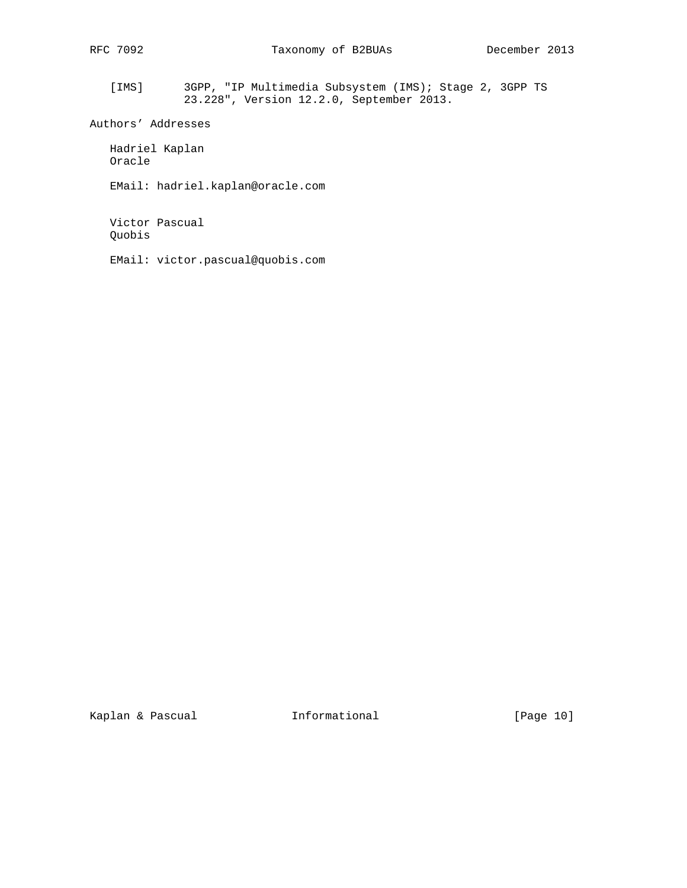[IMS] 3GPP, "IP Multimedia Subsystem (IMS); Stage 2, 3GPP TS 23.228", Version 12.2.0, September 2013.

## Authors' Addresses

Hadriel Kaplan
Oracle

EMail: hadriel.kaplan@oracle.com

Victor Pascual
Quobis

EMail: victor.pascual@quobis.com